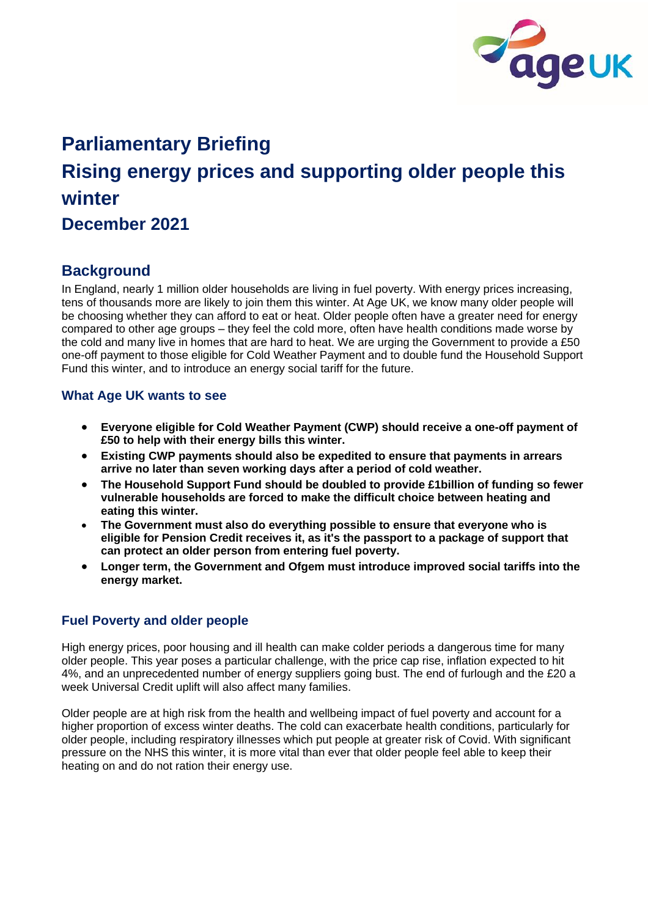# Parliamentary Briefing

# Rising energy prices and supporting older people this winter

## December 2021

## Background

In England, nearly 1 million older households are living in fuel poverty. With energy prices increasing, tens of thousands more are likely to join them this winter. At Age UK, we know many older people will be choosing whether they can afford to eat or heat. Older people often have a greater need for energy compared to other age groups – they feel the cold more, often have health conditions made worse by the cold and many live in homes that are hard to heat. We are urging the Government to provide a £50 one-off payment to those eligible for Cold Weather Payment and to double fund the Household Support Fund this winter, and to introduce an energy social tariff for the future.

### What Age UK wants to see

- **Everyone eligible for Cold Weather Payment (CWP) should receive a one-off payment of £50 to help with their energy bills this winter.**
- **Existing CWP payments should also be expedited to ensure that payments in arrears arrive no later than seven working days after a period of cold weather.**
- **The Household Support Fund should be doubled to provide £1billion of funding so fewer vulnerable households are forced to make the difficult choice between heating and eating this winter.**
- **The Government must also do everything possible to ensure that everyone who is eligible for Pension Credit receives it, as it's the passport to a package of support that can protect an older person from entering fuel poverty.**
- **Longer term, the Government and Ofgem must introduce improved social tariffs into the energy market.**

### Fuel Poverty and older people

High energy prices, poor housing and ill health can make colder periods a dangerous time for many older people. This year poses a particular challenge, with the price cap rise, inflation expected to hit 4%, and an unprecedented number of energy suppliers going bust. The end of furlough and the £20 a week Universal Credit uplift will also affect many families.

Older people are at high risk from the health and wellbeing impact of fuel poverty and account for a higher proportion of excess winter deaths. The cold can exacerbate health conditions, particularly for older people, including respiratory illnesses which put people at greater risk of Covid. With significant pressure on the NHS this winter, it is more vital than ever that older people feel able to keep their heating on and do not ration their energy use.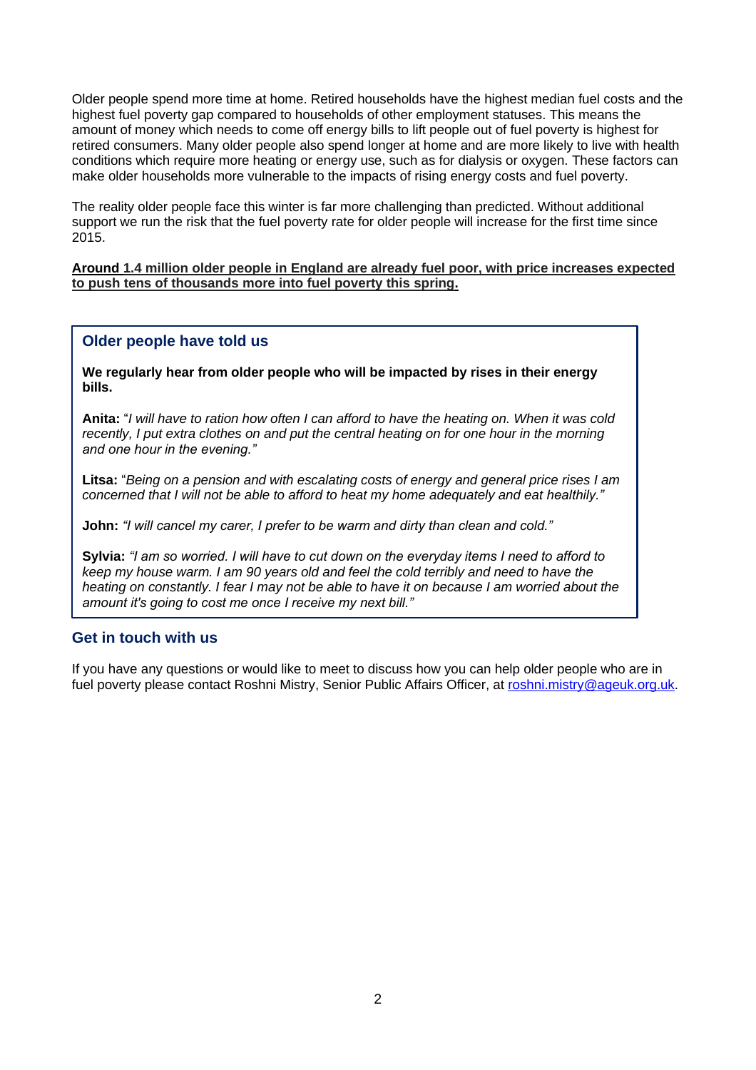Older people spend more time at home. Retired households have the highest median fuel costs and the highest fuel poverty gap compared to households of other employment statuses. This means the amount of money which needs to come off energy bills to lift people out of fuel poverty is highest for retired consumers. Many older people also spend longer at home and are more likely to live with health conditions which require more heating or energy use, such as for dialysis or oxygen. These factors can make older households more vulnerable to the impacts of rising energy costs and fuel poverty.

The reality older people face this winter is far more challenging than predicted. Without additional support we run the risk that the fuel poverty rate for older people will increase for the first time since 2015.

**Around 1.4 million older people in England are already fuel poor, with price increases expected to push tens of thousands more into fuel poverty this spring.**

### Older people have told us

**We regularly hear from older people who will be impacted by rises in their energy bills.**

**Anita:** "*I will have to ration how often I can afford to have the heating on. When it was cold recently, I put extra clothes on and put the central heating on for one hour in the morning and one hour in the evening.*"

**Litsa:** "*Being on a pension and with escalating costs of energy and general price rises I am concerned that I will not be able to afford to heat my home adequately and eat healthily.*"

**John:** *"I will cancel my carer, I prefer to be warm and dirty than clean and cold."*

**Sylvia:** *"I am so worried. I will have to cut down on the everyday items I need to afford to keep my house warm. I am 90 years old and feel the cold terribly and need to have the heating on constantly. I fear I may not be able to have it on because I am worried about the amount it's going to cost me once I receive my next bill."*

### Get in touch with us

If you have any questions or would like to meet to discuss how you can help older people who are in fuel poverty please contact Roshni Mistry, Senior Public Affairs Officer, at [roshni.mistry@ageuk.org.uk](mailto:roshni.mistry@ageuk.org.uk).